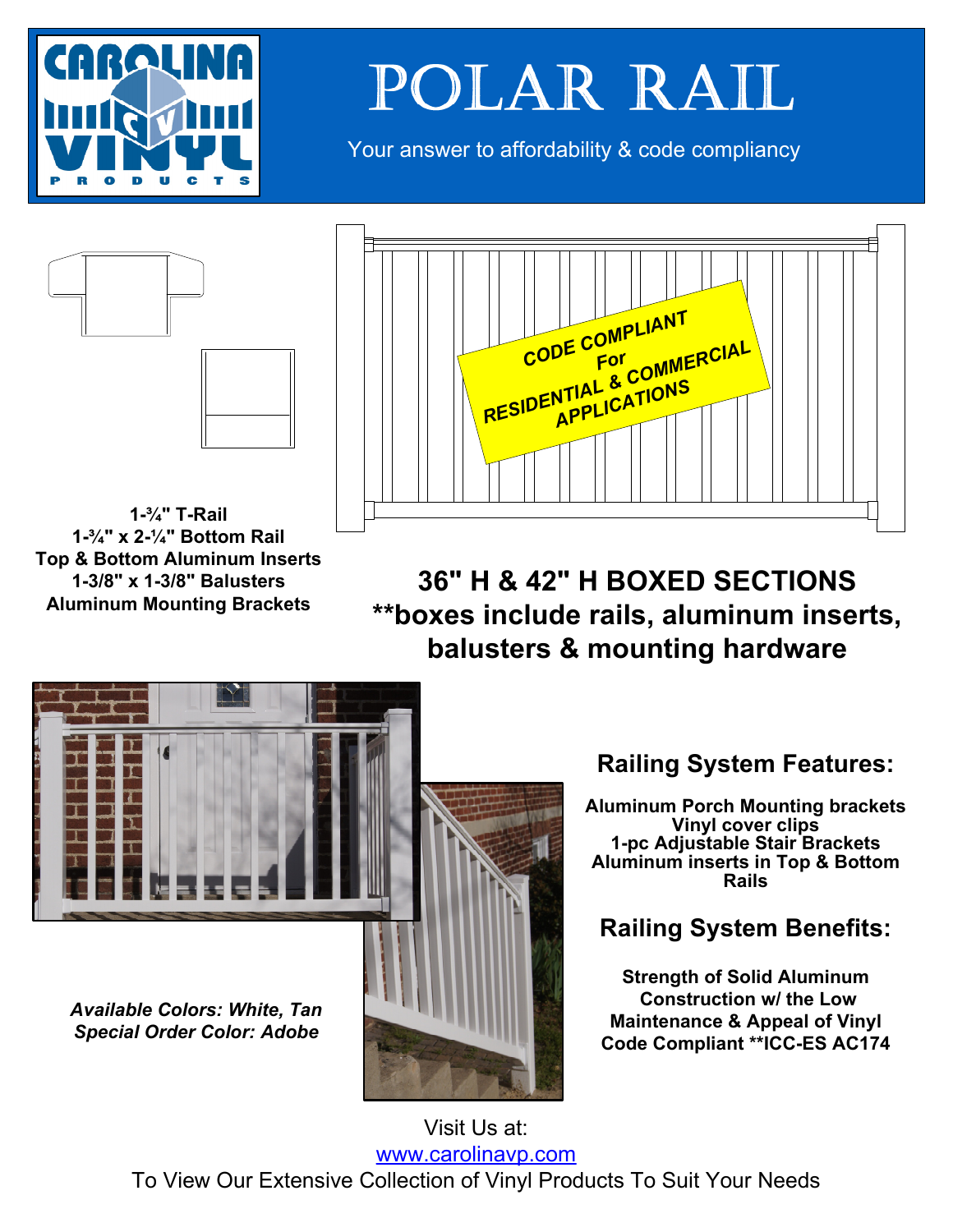# POLAR RAIL

Your answer to affordability & code compliancy

CODE COMPLIANT
For
RESIDENTIAL & COMMERCIAL
APPLICATIONS

**1-¾" T-Rail**
**1-¾" x 2-¼" Bottom Rail**
**Top & Bottom Aluminum Inserts**
**1-3/8" x 1-3/8" Balusters**
**Aluminum Mounting Brackets**

## 36" H & 42" H BOXED SECTIONS
## **boxes include rails, aluminum inserts, balusters & mounting hardware

*Available Colors: White, Tan*
*Special Order Color: Adobe*

## Railing System Features:

**Aluminum Porch Mounting brackets**
**Vinyl cover clips**
**1-pc Adjustable Stair Brackets**
**Aluminum inserts in Top & Bottom Rails**

## Railing System Benefits:

**Strength of Solid Aluminum Construction w/ the Low Maintenance & Appeal of Vinyl**
**Code Compliant **ICC-ES AC174**

Visit Us at:
www.carolinavp.com
To View Our Extensive Collection of Vinyl Products To Suit Your Needs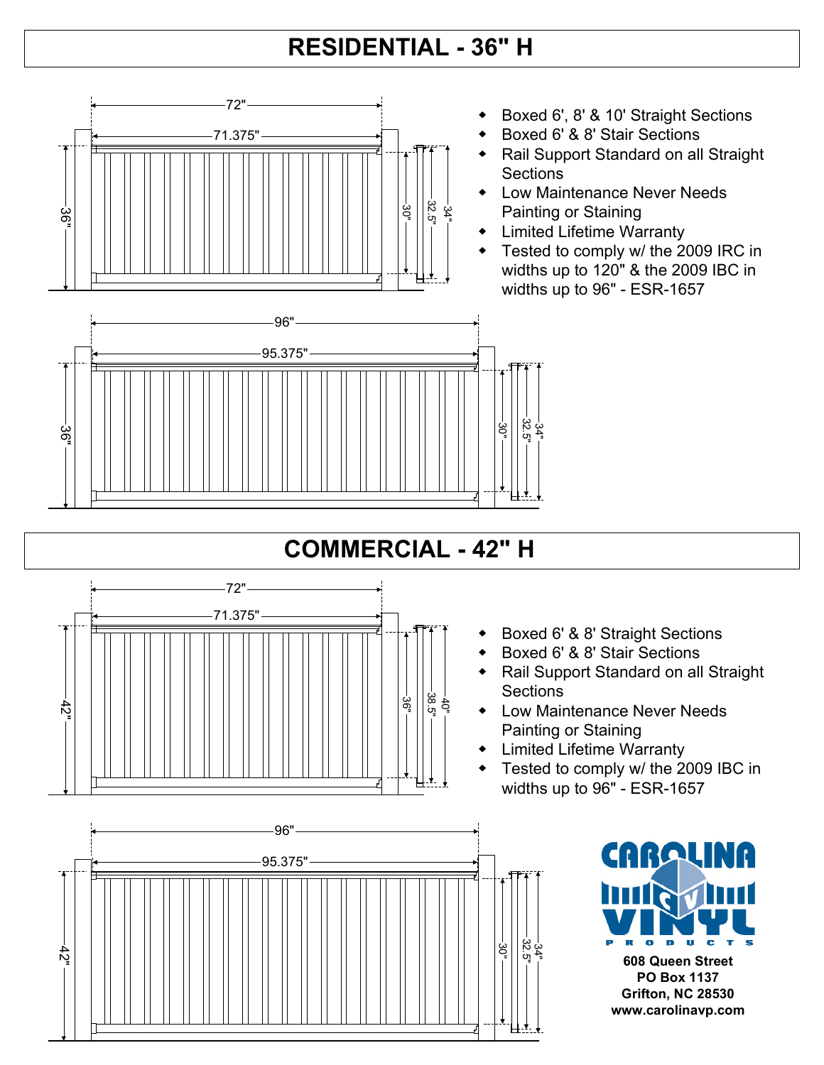# RESIDENTIAL - 36" H

72"
71.375"
36"
30"
32.5"
34"

- Boxed 6', 8' & 10' Straight Sections
- Boxed 6' & 8' Stair Sections
- Rail Support Standard on all Straight Sections
- Low Maintenance Never Needs Painting or Staining
- Limited Lifetime Warranty
- Tested to comply w/ the 2009 IRC in widths up to 120" & the 2009 IBC in widths up to 96" - ESR-1657

96"
95.375"
36"
30"
32.5"
34"

# COMMERCIAL - 42" H

72"
71.375"
42"
36"
38.5"
40"

- Boxed 6' & 8' Straight Sections
- Boxed 6' & 8' Stair Sections
- Rail Support Standard on all Straight Sections
- Low Maintenance Never Needs Painting or Staining
- Limited Lifetime Warranty
- Tested to comply w/ the 2009 IBC in widths up to 96" - ESR-1657

96"
95.375"
42"
30"
32.5"
34"

CAROLINA VINYL PRODUCTS

**608 Queen Street**
**PO Box 1137**
**Grifton, NC 28530**
**www.carolinavp.com**